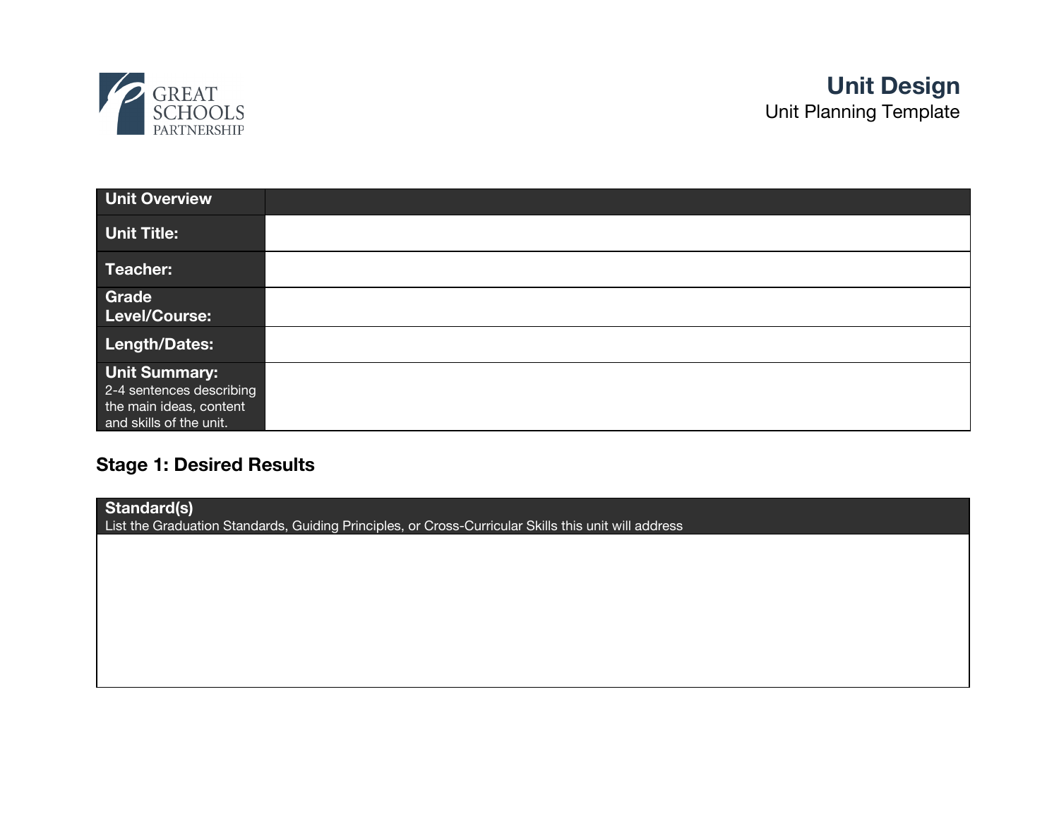GREAT SCHOOLS PARTNERSHIP

# Unit Design

Unit Planning Template

| Unit Overview | |
|---|---|
| **Unit Title:** | |
| **Teacher:** | |
| **Grade Level/Course:** | |
| **Length/Dates:** | |
| **Unit Summary:** 2-4 sentences describing the main ideas, content and skills of the unit. | |

## Stage 1: Desired Results

| **Standard(s)** List the Graduation Standards, Guiding Principles, or Cross-Curricular Skills this unit will address |
|---|
| |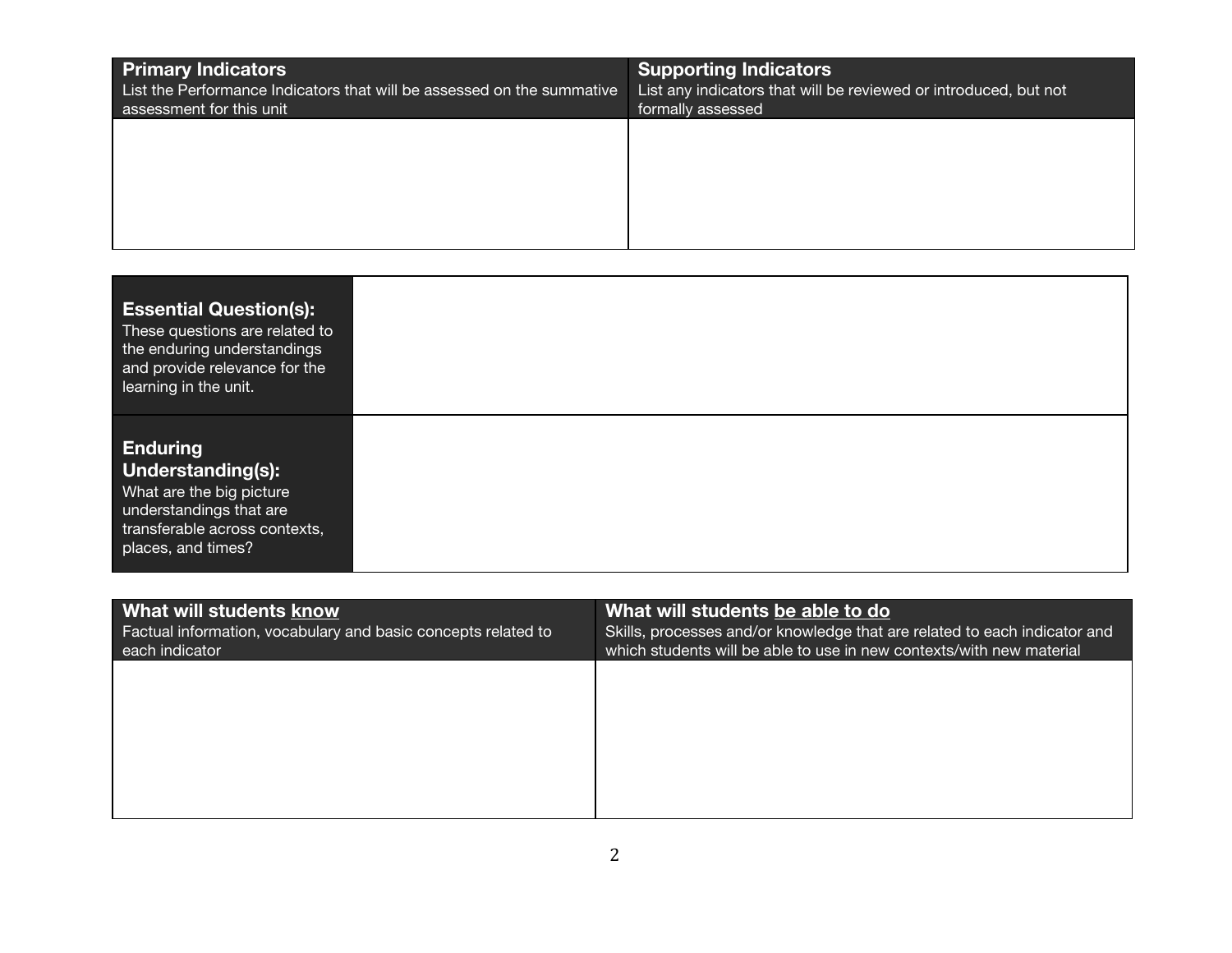| **Primary Indicators**<br>List the Performance Indicators that will be assessed on the summative assessment for this unit | **Supporting Indicators**<br>List any indicators that will be reviewed or introduced, but not formally assessed |
| --- | --- |
| | |

| | |
| --- | --- |
| **Essential Question(s):**<br>These questions are related to the enduring understandings and provide relevance for the learning in the unit. | |
| **Enduring Understanding(s):**<br>What are the big picture understandings that are transferable across contexts, places, and times? | |

| **What will students <u>know</u>**<br>Factual information, vocabulary and basic concepts related to each indicator | **What will students <u>be able to do</u>**<br>Skills, processes and/or knowledge that are related to each indicator and which students will be able to use in new contexts/with new material |
| --- | --- |
| | |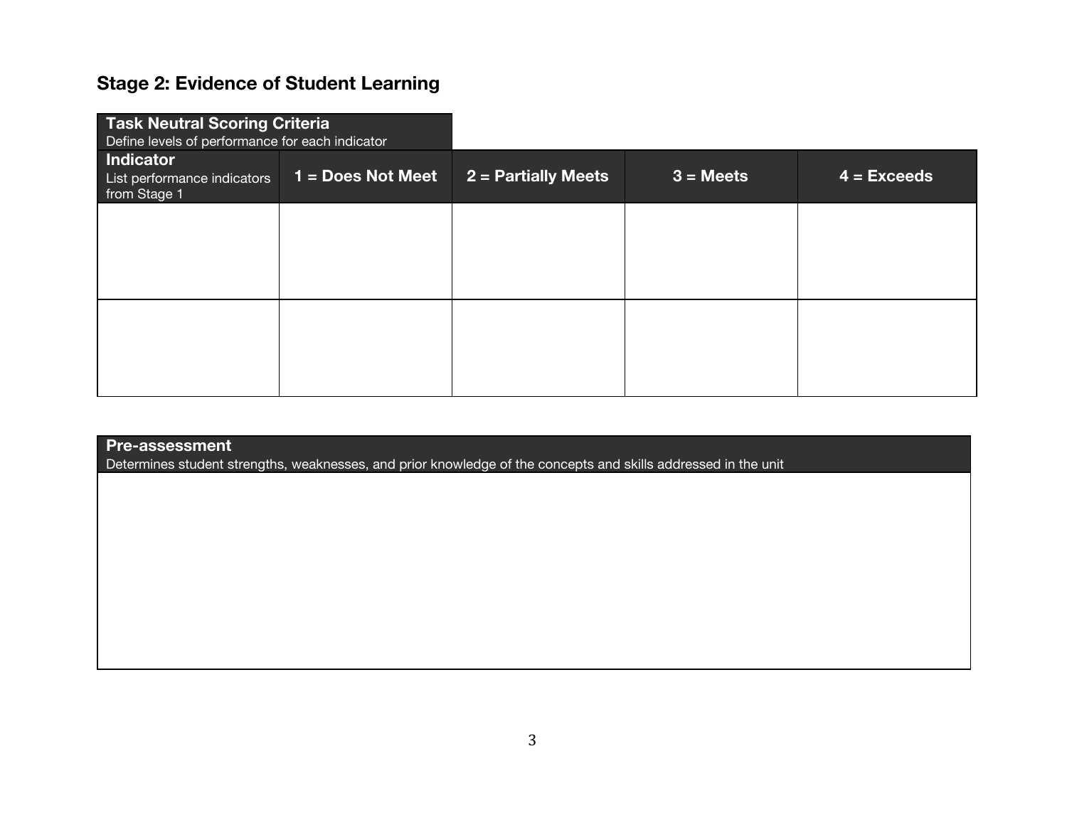## Stage 2: Evidence of Student Learning

| **Task Neutral Scoring Criteria**<br>Define levels of performance for each indicator | | | | |
|---|---|---|---|---|
| **Indicator**<br>List performance indicators from Stage 1 | **1 = Does Not Meet** | **2 = Partially Meets** | **3 = Meets** | **4 = Exceeds** |
| | | | | |
| | | | | |

| **Pre-assessment**<br>Determines student strengths, weaknesses, and prior knowledge of the concepts and skills addressed in the unit |
|---|
| |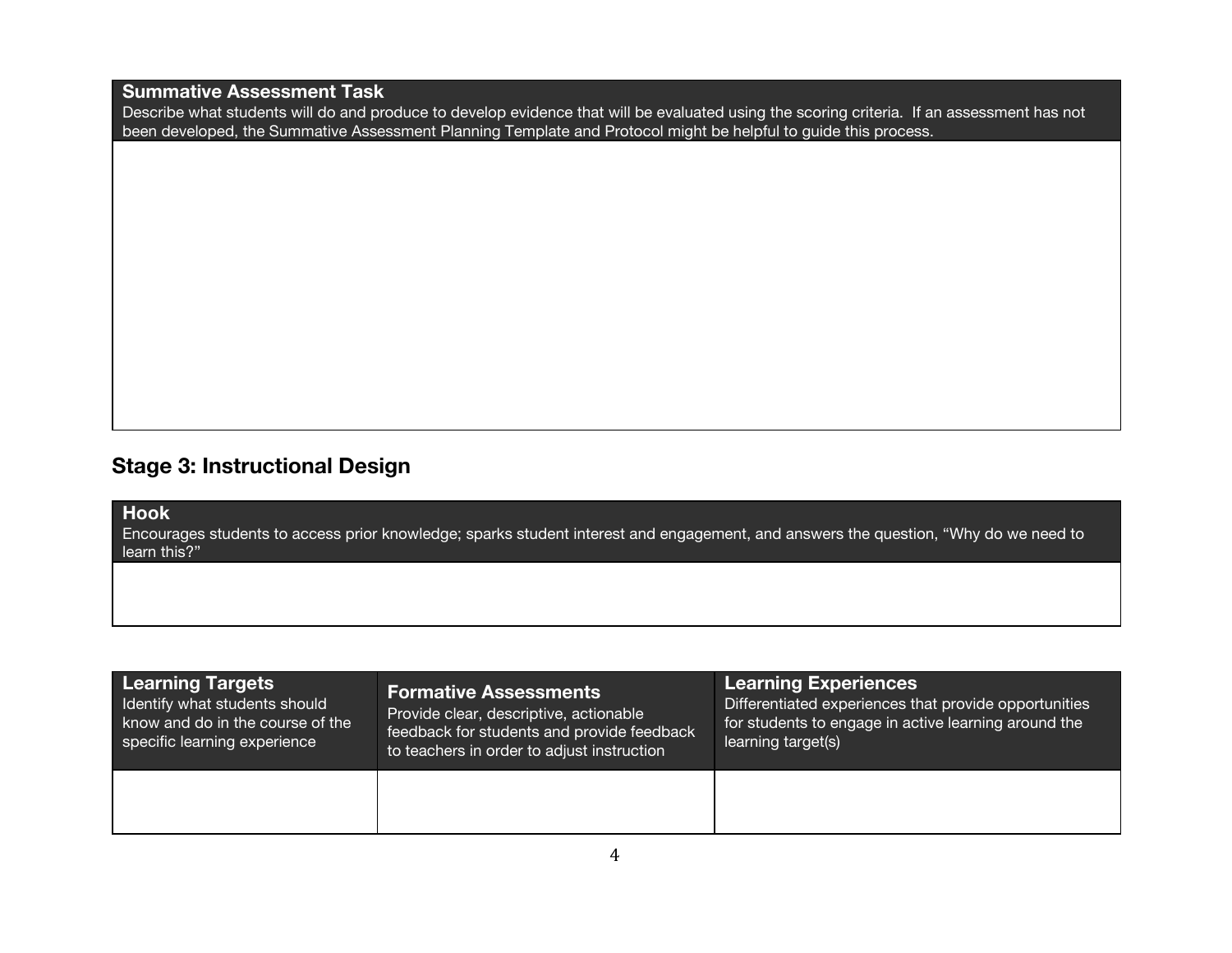| **Summative Assessment Task**<br>Describe what students will do and produce to develop evidence that will be evaluated using the scoring criteria. If an assessment has not been developed, the Summative Assessment Planning Template and Protocol might be helpful to guide this process. |
| --- |
| |

## Stage 3: Instructional Design

| **Hook**<br>Encourages students to access prior knowledge; sparks student interest and engagement, and answers the question, "Why do we need to learn this?" |
| --- |
| |

| **Learning Targets**<br>Identify what students should know and do in the course of the specific learning experience | **Formative Assessments**<br>Provide clear, descriptive, actionable feedback for students and provide feedback to teachers in order to adjust instruction | **Learning Experiences**<br>Differentiated experiences that provide opportunities for students to engage in active learning around the learning target(s) |
| --- | --- | --- |
| | | |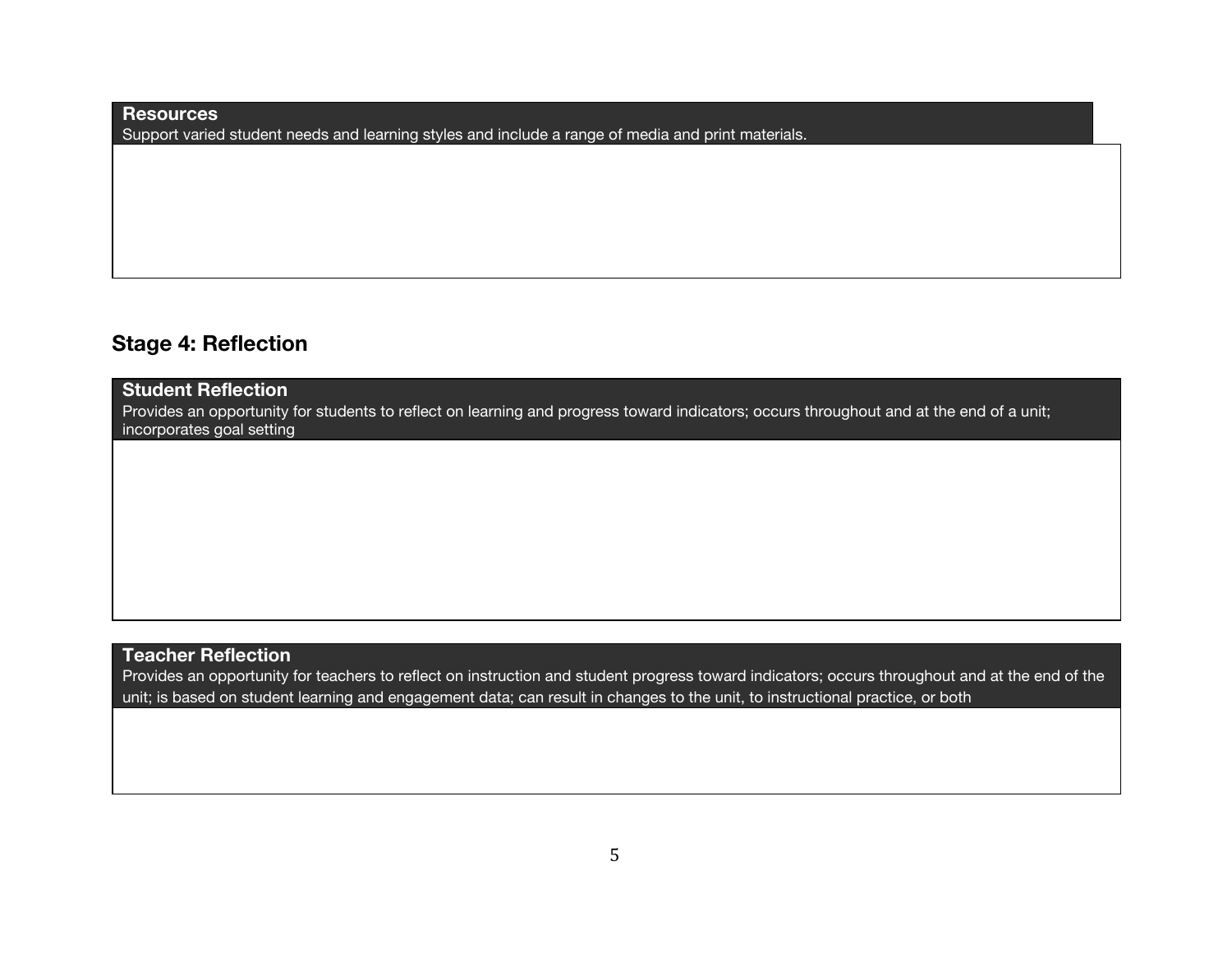**Resources**
Support varied student needs and learning styles and include a range of media and print materials.

## Stage 4: Reflection

**Student Reflection**
Provides an opportunity for students to reflect on learning and progress toward indicators; occurs throughout and at the end of a unit; incorporates goal setting

**Teacher Reflection**
Provides an opportunity for teachers to reflect on instruction and student progress toward indicators; occurs throughout and at the end of the unit; is based on student learning and engagement data; can result in changes to the unit, to instructional practice, or both